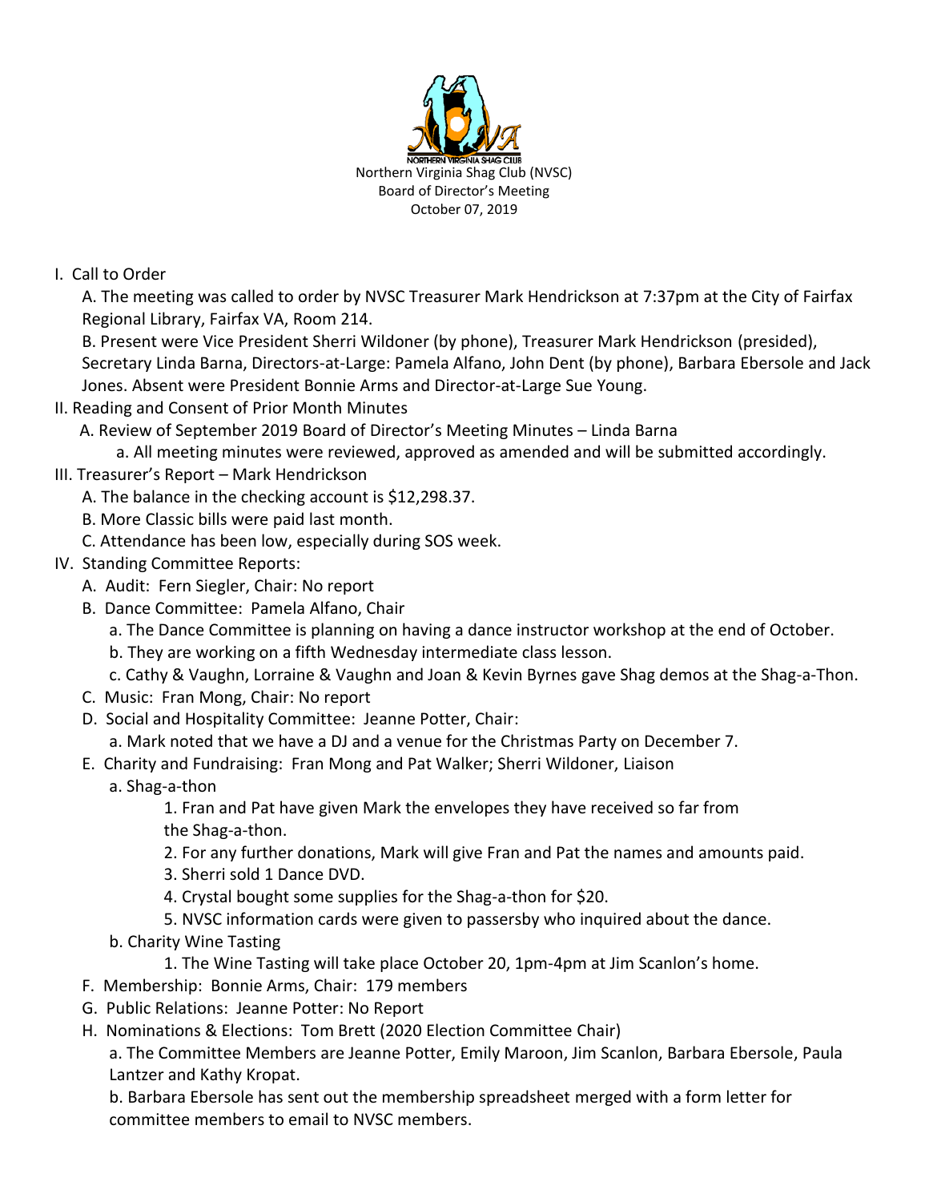Northern Virginia Shag Club (NVSC)
Board of Director's Meeting
October 07, 2019

I. Call to Order

   A. The meeting was called to order by NVSC Treasurer Mark Hendrickson at 7:37pm at the City of Fairfax Regional Library, Fairfax VA, Room 214.

   B. Present were Vice President Sherri Wildoner (by phone), Treasurer Mark Hendrickson (presided), Secretary Linda Barna, Directors-at-Large: Pamela Alfano, John Dent (by phone), Barbara Ebersole and Jack Jones. Absent were President Bonnie Arms and Director-at-Large Sue Young.

II. Reading and Consent of Prior Month Minutes

   A. Review of September 2019 Board of Director's Meeting Minutes – Linda Barna

      a. All meeting minutes were reviewed, approved as amended and will be submitted accordingly.

III. Treasurer's Report – Mark Hendrickson

   A. The balance in the checking account is $12,298.37.

   B. More Classic bills were paid last month.

   C. Attendance has been low, especially during SOS week.

IV. Standing Committee Reports:

   A. Audit: Fern Siegler, Chair: No report

   B. Dance Committee: Pamela Alfano, Chair

      a. The Dance Committee is planning on having a dance instructor workshop at the end of October.

      b. They are working on a fifth Wednesday intermediate class lesson.

      c. Cathy & Vaughn, Lorraine & Vaughn and Joan & Kevin Byrnes gave Shag demos at the Shag-a-Thon.

   C. Music: Fran Mong, Chair: No report

   D. Social and Hospitality Committee: Jeanne Potter, Chair:

      a. Mark noted that we have a DJ and a venue for the Christmas Party on December 7.

   E. Charity and Fundraising: Fran Mong and Pat Walker; Sherri Wildoner, Liaison

      a. Shag-a-thon

         1. Fran and Pat have given Mark the envelopes they have received so far from the Shag-a-thon.

         2. For any further donations, Mark will give Fran and Pat the names and amounts paid.

         3. Sherri sold 1 Dance DVD.

         4. Crystal bought some supplies for the Shag-a-thon for $20.

         5. NVSC information cards were given to passersby who inquired about the dance.

      b. Charity Wine Tasting

         1. The Wine Tasting will take place October 20, 1pm-4pm at Jim Scanlon's home.

   F. Membership: Bonnie Arms, Chair: 179 members

   G. Public Relations: Jeanne Potter: No Report

   H. Nominations & Elections: Tom Brett (2020 Election Committee Chair)

      a. The Committee Members are Jeanne Potter, Emily Maroon, Jim Scanlon, Barbara Ebersole, Paula Lantzer and Kathy Kropat.

      b. Barbara Ebersole has sent out the membership spreadsheet merged with a form letter for committee members to email to NVSC members.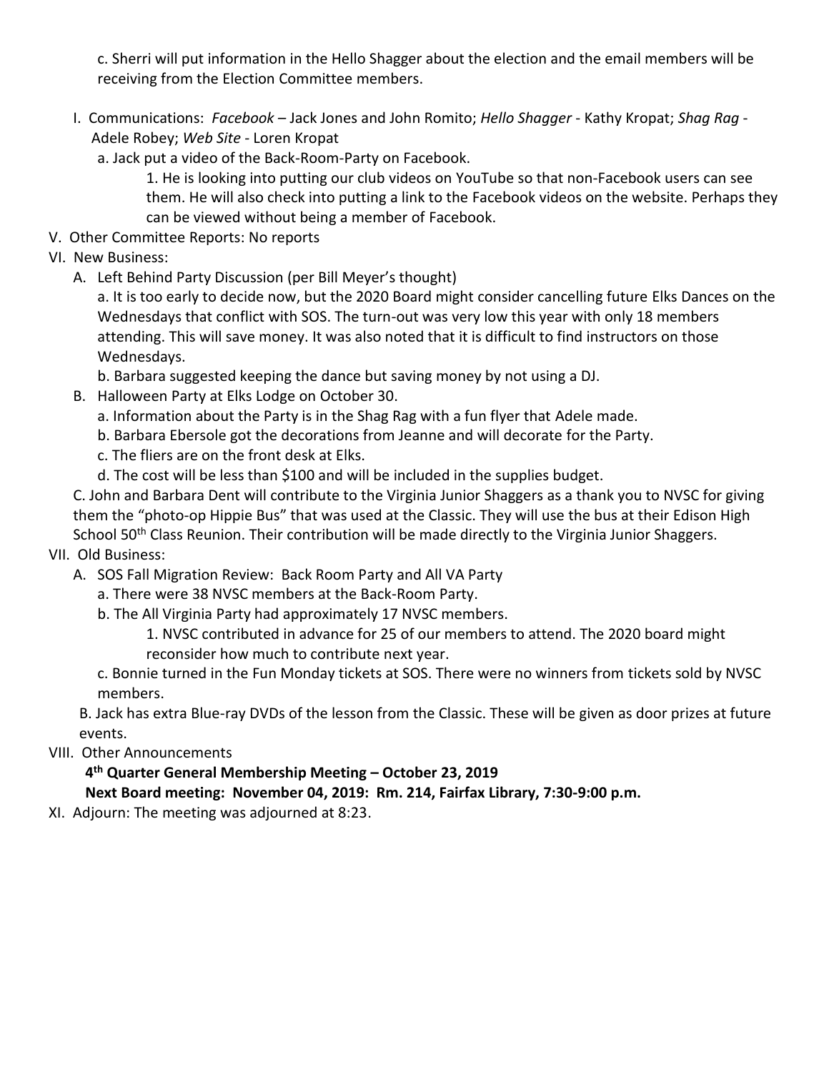c. Sherri will put information in the Hello Shagger about the election and the email members will be receiving from the Election Committee members.

I. Communications: *Facebook* – Jack Jones and John Romito; *Hello Shagger* - Kathy Kropat; *Shag Rag* - Adele Robey; *Web Site* - Loren Kropat

a. Jack put a video of the Back-Room-Party on Facebook.

1. He is looking into putting our club videos on YouTube so that non-Facebook users can see them. He will also check into putting a link to the Facebook videos on the website. Perhaps they can be viewed without being a member of Facebook.

V. Other Committee Reports: No reports

VI. New Business:

A. Left Behind Party Discussion (per Bill Meyer's thought)

a. It is too early to decide now, but the 2020 Board might consider cancelling future Elks Dances on the Wednesdays that conflict with SOS. The turn-out was very low this year with only 18 members attending. This will save money. It was also noted that it is difficult to find instructors on those Wednesdays.

b. Barbara suggested keeping the dance but saving money by not using a DJ.

B. Halloween Party at Elks Lodge on October 30.

a. Information about the Party is in the Shag Rag with a fun flyer that Adele made.

b. Barbara Ebersole got the decorations from Jeanne and will decorate for the Party.

c. The fliers are on the front desk at Elks.

d. The cost will be less than $100 and will be included in the supplies budget.

C. John and Barbara Dent will contribute to the Virginia Junior Shaggers as a thank you to NVSC for giving them the "photo-op Hippie Bus" that was used at the Classic. They will use the bus at their Edison High School 50th Class Reunion. Their contribution will be made directly to the Virginia Junior Shaggers.

VII. Old Business:

A. SOS Fall Migration Review: Back Room Party and All VA Party

a. There were 38 NVSC members at the Back-Room Party.

b. The All Virginia Party had approximately 17 NVSC members.

1. NVSC contributed in advance for 25 of our members to attend. The 2020 board might reconsider how much to contribute next year.

c. Bonnie turned in the Fun Monday tickets at SOS. There were no winners from tickets sold by NVSC members.

B. Jack has extra Blue-ray DVDs of the lesson from the Classic. These will be given as door prizes at future events.

VIII. Other Announcements

**4th Quarter General Membership Meeting – October 23, 2019**

**Next Board meeting: November 04, 2019: Rm. 214, Fairfax Library, 7:30-9:00 p.m.**

XI. Adjourn: The meeting was adjourned at 8:23.